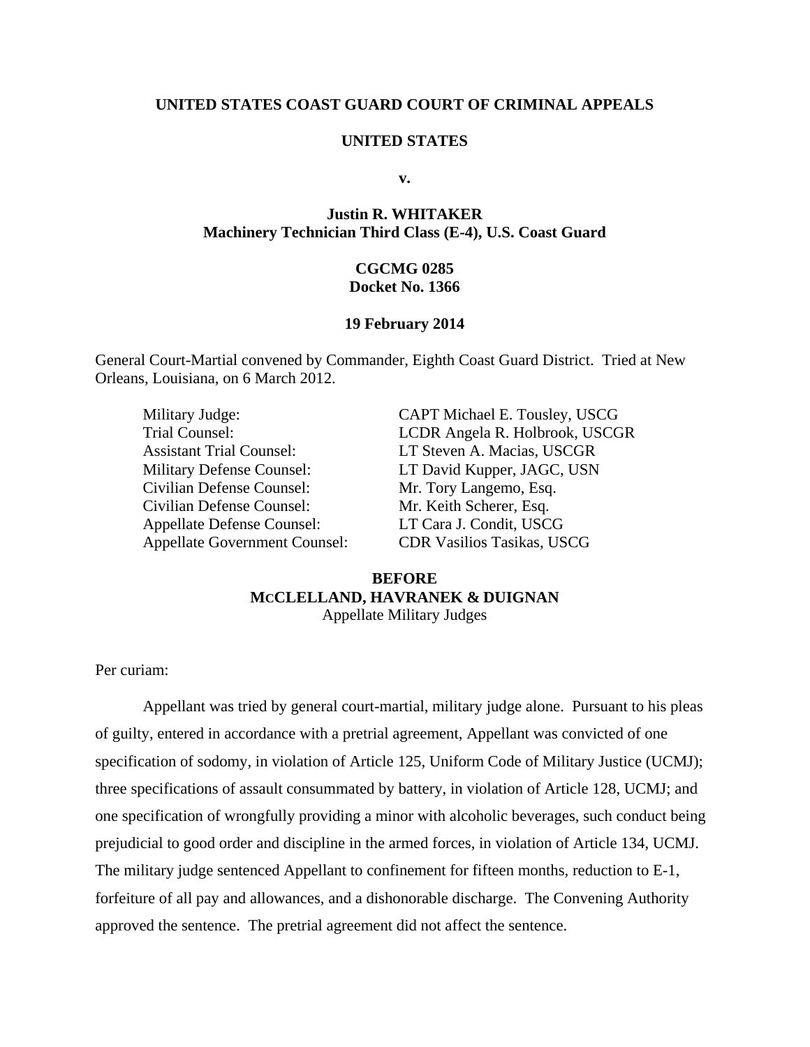**UNITED STATES COAST GUARD COURT OF CRIMINAL APPEALS**

**UNITED STATES**

**v.**

**Justin R. WHITAKER**
**Machinery Technician Third Class (E-4), U.S. Coast Guard**

**CGCMG 0285**
**Docket No. 1366**

**19 February 2014**

General Court-Martial convened by Commander, Eighth Coast Guard District. Tried at New Orleans, Louisiana, on 6 March 2012.

| | |
|---|---|
| Military Judge: | CAPT Michael E. Tousley, USCG |
| Trial Counsel: | LCDR Angela R. Holbrook, USCGR |
| Assistant Trial Counsel: | LT Steven A. Macias, USCGR |
| Military Defense Counsel: | LT David Kupper, JAGC, USN |
| Civilian Defense Counsel: | Mr. Tory Langemo, Esq. |
| Civilian Defense Counsel: | Mr. Keith Scherer, Esq. |
| Appellate Defense Counsel: | LT Cara J. Condit, USCG |
| Appellate Government Counsel: | CDR Vasilios Tasikas, USCG |

**BEFORE**
**MCCLELLAND, HAVRANEK & DUIGNAN**
Appellate Military Judges

Per curiam:

Appellant was tried by general court-martial, military judge alone. Pursuant to his pleas of guilty, entered in accordance with a pretrial agreement, Appellant was convicted of one specification of sodomy, in violation of Article 125, Uniform Code of Military Justice (UCMJ); three specifications of assault consummated by battery, in violation of Article 128, UCMJ; and one specification of wrongfully providing a minor with alcoholic beverages, such conduct being prejudicial to good order and discipline in the armed forces, in violation of Article 134, UCMJ. The military judge sentenced Appellant to confinement for fifteen months, reduction to E-1, forfeiture of all pay and allowances, and a dishonorable discharge. The Convening Authority approved the sentence. The pretrial agreement did not affect the sentence.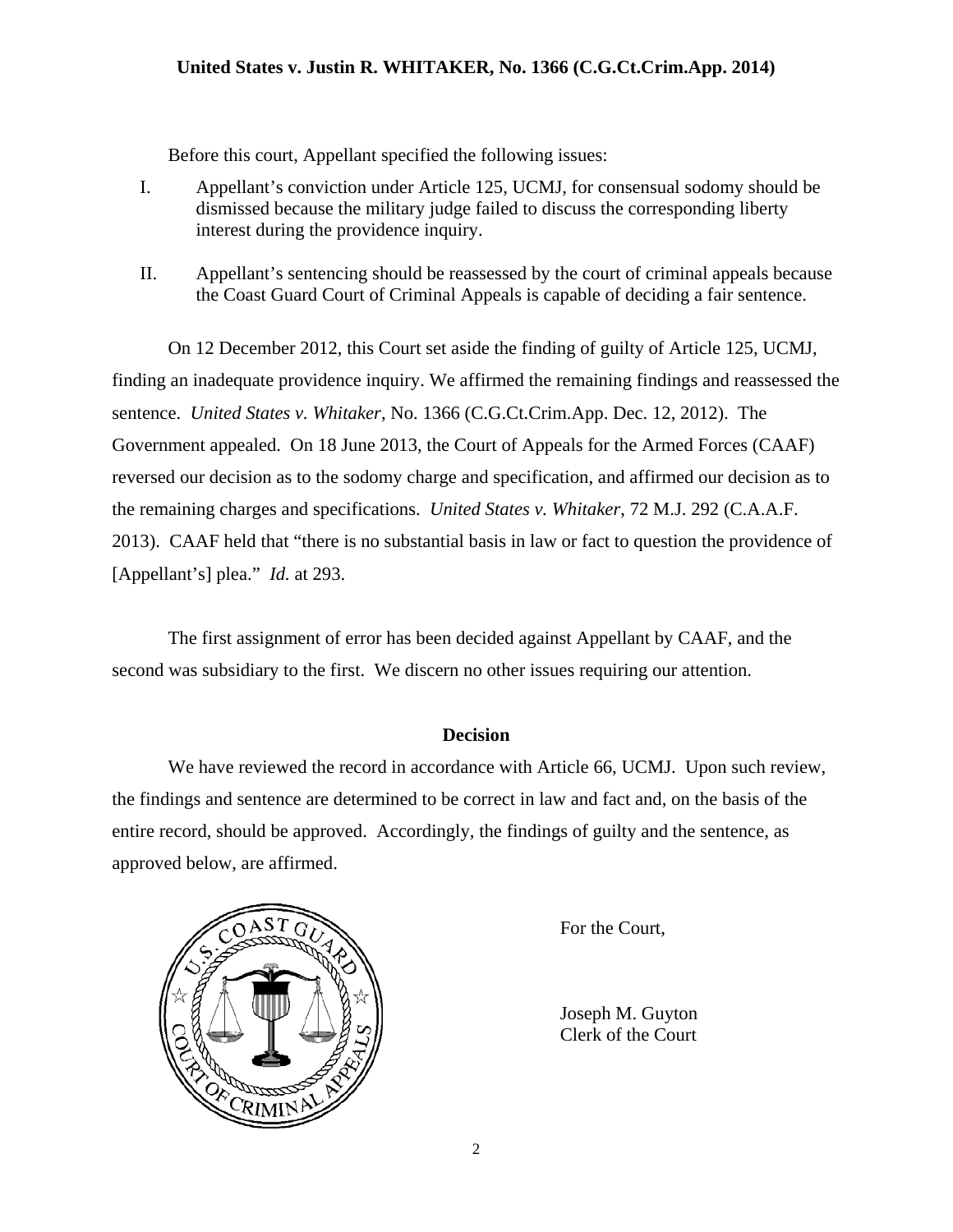Before this court, Appellant specified the following issues:

I. Appellant's conviction under Article 125, UCMJ, for consensual sodomy should be dismissed because the military judge failed to discuss the corresponding liberty interest during the providence inquiry.

II. Appellant's sentencing should be reassessed by the court of criminal appeals because the Coast Guard Court of Criminal Appeals is capable of deciding a fair sentence.

On 12 December 2012, this Court set aside the finding of guilty of Article 125, UCMJ, finding an inadequate providence inquiry. We affirmed the remaining findings and reassessed the sentence. *United States v. Whitaker*, No. 1366 (C.G.Ct.Crim.App. Dec. 12, 2012). The Government appealed. On 18 June 2013, the Court of Appeals for the Armed Forces (CAAF) reversed our decision as to the sodomy charge and specification, and affirmed our decision as to the remaining charges and specifications. *United States v. Whitaker*, 72 M.J. 292 (C.A.A.F. 2013). CAAF held that "there is no substantial basis in law or fact to question the providence of [Appellant's] plea." *Id.* at 293.

The first assignment of error has been decided against Appellant by CAAF, and the second was subsidiary to the first. We discern no other issues requiring our attention.

## Decision

We have reviewed the record in accordance with Article 66, UCMJ. Upon such review, the findings and sentence are determined to be correct in law and fact and, on the basis of the entire record, should be approved. Accordingly, the findings of guilty and the sentence, as approved below, are affirmed.

For the Court,

Joseph M. Guyton
Clerk of the Court